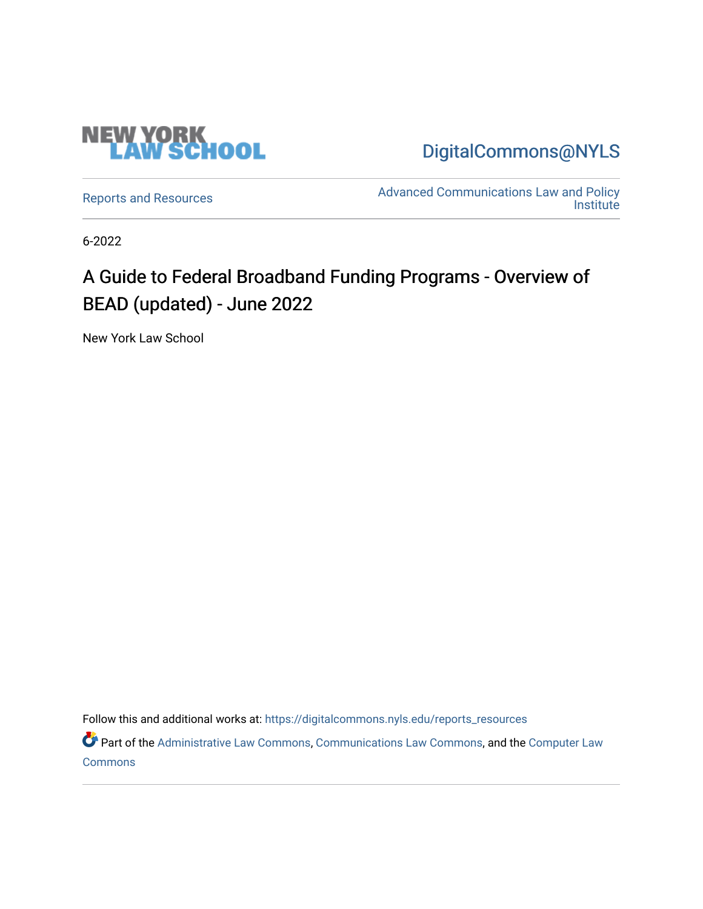NEW YORK LAW SCHOOL

DigitalCommons@NYLS

Reports and Resources

Advanced Communications Law and Policy Institute

6-2022

# A Guide to Federal Broadband Funding Programs - Overview of BEAD (updated) - June 2022

New York Law School

Follow this and additional works at: https://digitalcommons.nyls.edu/reports_resources

Part of the Administrative Law Commons, Communications Law Commons, and the Computer Law Commons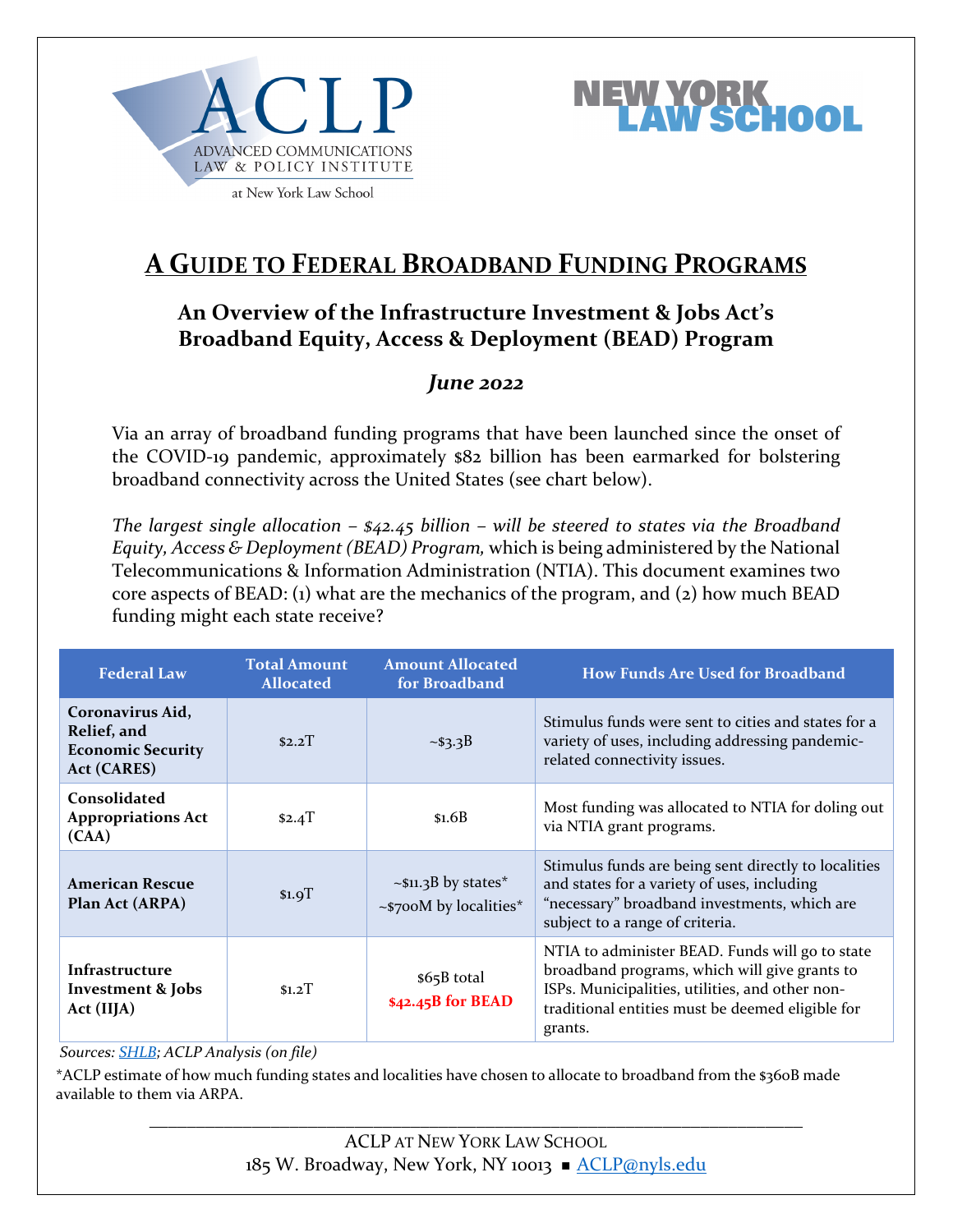ACLP

ADVANCED COMMUNICATIONS LAW & POLICY INSTITUTE

at New York Law School

NEW YORK LAW SCHOOL

# A GUIDE TO FEDERAL BROADBAND FUNDING PROGRAMS

## An Overview of the Infrastructure Investment & Jobs Act's Broadband Equity, Access & Deployment (BEAD) Program

### *June 2022*

Via an array of broadband funding programs that have been launched since the onset of the COVID-19 pandemic, approximately $82 billion has been earmarked for bolstering broadband connectivity across the United States (see chart below).

*The largest single allocation – $42.45 billion – will be steered to states via the Broadband Equity, Access & Deployment (BEAD) Program,* which is being administered by the National Telecommunications & Information Administration (NTIA). This document examines two core aspects of BEAD: (1) what are the mechanics of the program, and (2) how much BEAD funding might each state receive?

| Federal Law | Total Amount Allocated | Amount Allocated for Broadband | How Funds Are Used for Broadband |
|---|---|---|---|
| **Coronavirus Aid, Relief, and Economic Security Act (CARES)** | $2.2T | ~$3.3B | Stimulus funds were sent to cities and states for a variety of uses, including addressing pandemic-related connectivity issues. |
| **Consolidated Appropriations Act (CAA)** | $2.4T | $1.6B | Most funding was allocated to NTIA for doling out via NTIA grant programs. |
| **American Rescue Plan Act (ARPA)** | $1.9T | ~$11.3B by states*<br>~$700M by localities* | Stimulus funds are being sent directly to localities and states for a variety of uses, including "necessary" broadband investments, which are subject to a range of criteria. |
| **Infrastructure Investment & Jobs Act (IIJA)** | $1.2T | $65B total<br>**$42.45B for BEAD** | NTIA to administer BEAD. Funds will go to state broadband programs, which will give grants to ISPs. Municipalities, utilities, and other non-traditional entities must be deemed eligible for grants. |

*Sources: SHLB; ACLP Analysis (on file)*

*ACLP estimate of how much funding states and localities have chosen to allocate to broadband from the $360B made available to them via ARPA.

ACLP AT NEW YORK LAW SCHOOL
185 W. Broadway, New York, NY 10013 ■ ACLP@nyls.edu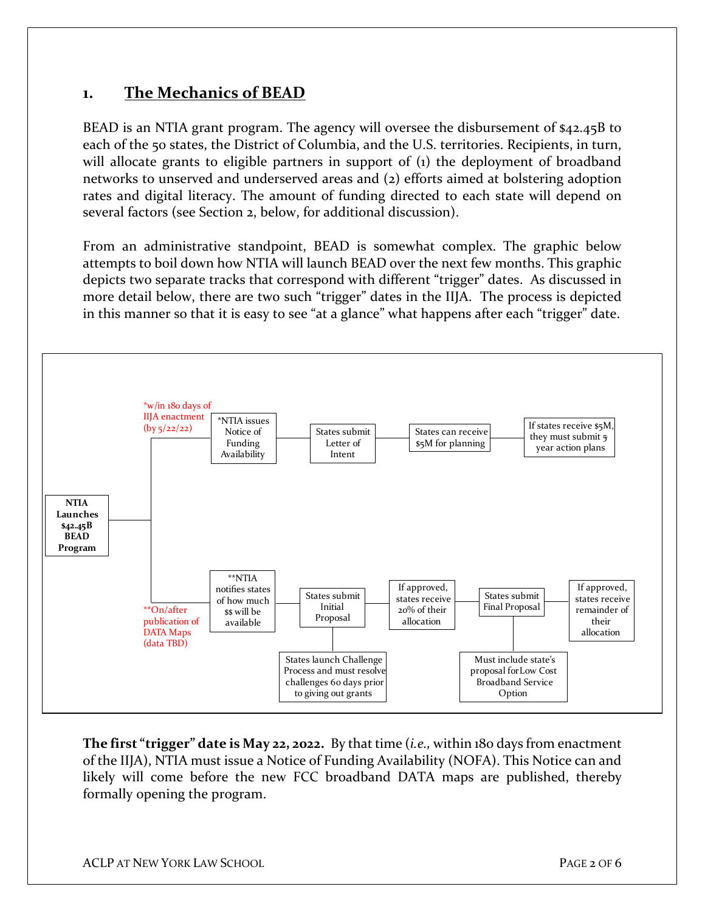## 1. The Mechanics of BEAD

BEAD is an NTIA grant program. The agency will oversee the disbursement of $42.45B to each of the 50 states, the District of Columbia, and the U.S. territories. Recipients, in turn, will allocate grants to eligible partners in support of (1) the deployment of broadband networks to unserved and underserved areas and (2) efforts aimed at bolstering adoption rates and digital literacy. The amount of funding directed to each state will depend on several factors (see Section 2, below, for additional discussion).

From an administrative standpoint, BEAD is somewhat complex. The graphic below attempts to boil down how NTIA will launch BEAD over the next few months. This graphic depicts two separate tracks that correspond with different "trigger" dates. As discussed in more detail below, there are two such "trigger" dates in the IIJA. The process is depicted in this manner so that it is easy to see "at a glance" what happens after each "trigger" date.

**NTIA Launches $42.45B BEAD Program**

- *w/in 180 days of IIJA enactment (by 5/22/22): *NTIA issues Notice of Funding Availability → States submit Letter of Intent → States can receive $5M for planning → If states receive $5M, they must submit 5 year action plans
- **On/after publication of DATA Maps (data TBD): **NTIA notifies states of how much $$ will be available → States submit Initial Proposal (States launch Challenge Process and must resolve challenges 60 days prior to giving out grants) → If approved, states receive 20% of their allocation → States submit Final Proposal (Must include state's proposal for Low Cost Broadband Service Option) → If approved, states receive remainder of their allocation

**The first "trigger" date is May 22, 2022.** By that time (*i.e.,* within 180 days from enactment of the IIJA), NTIA must issue a Notice of Funding Availability (NOFA). This Notice can and likely will come before the new FCC broadband DATA maps are published, thereby formally opening the program.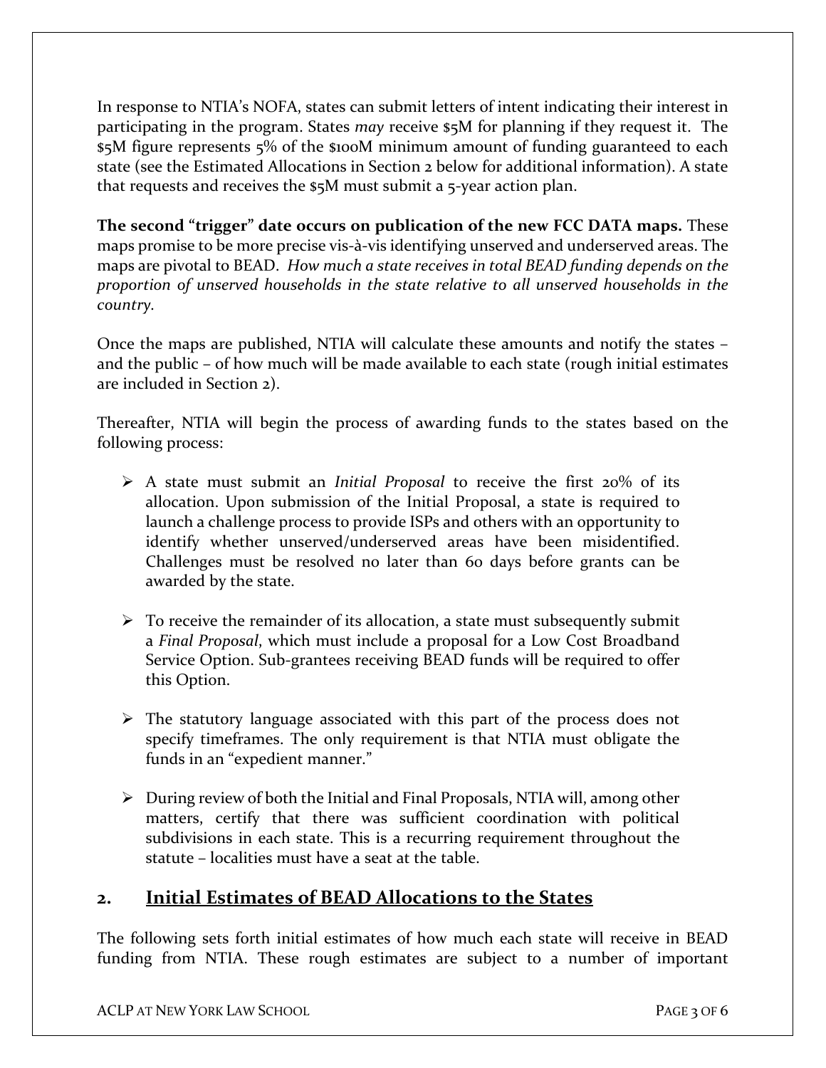In response to NTIA's NOFA, states can submit letters of intent indicating their interest in participating in the program. States *may* receive $5M for planning if they request it. The $5M figure represents 5% of the $100M minimum amount of funding guaranteed to each state (see the Estimated Allocations in Section 2 below for additional information). A state that requests and receives the $5M must submit a 5-year action plan.

**The second "trigger" date occurs on publication of the new FCC DATA maps.** These maps promise to be more precise vis-à-vis identifying unserved and underserved areas. The maps are pivotal to BEAD. *How much a state receives in total BEAD funding depends on the proportion of unserved households in the state relative to all unserved households in the country.*

Once the maps are published, NTIA will calculate these amounts and notify the states – and the public – of how much will be made available to each state (rough initial estimates are included in Section 2).

Thereafter, NTIA will begin the process of awarding funds to the states based on the following process:

- A state must submit an *Initial Proposal* to receive the first 20% of its allocation. Upon submission of the Initial Proposal, a state is required to launch a challenge process to provide ISPs and others with an opportunity to identify whether unserved/underserved areas have been misidentified. Challenges must be resolved no later than 60 days before grants can be awarded by the state.

- To receive the remainder of its allocation, a state must subsequently submit a *Final Proposal*, which must include a proposal for a Low Cost Broadband Service Option. Sub-grantees receiving BEAD funds will be required to offer this Option.

- The statutory language associated with this part of the process does not specify timeframes. The only requirement is that NTIA must obligate the funds in an "expedient manner."

- During review of both the Initial and Final Proposals, NTIA will, among other matters, certify that there was sufficient coordination with political subdivisions in each state. This is a recurring requirement throughout the statute – localities must have a seat at the table.

## 2. Initial Estimates of BEAD Allocations to the States

The following sets forth initial estimates of how much each state will receive in BEAD funding from NTIA. These rough estimates are subject to a number of important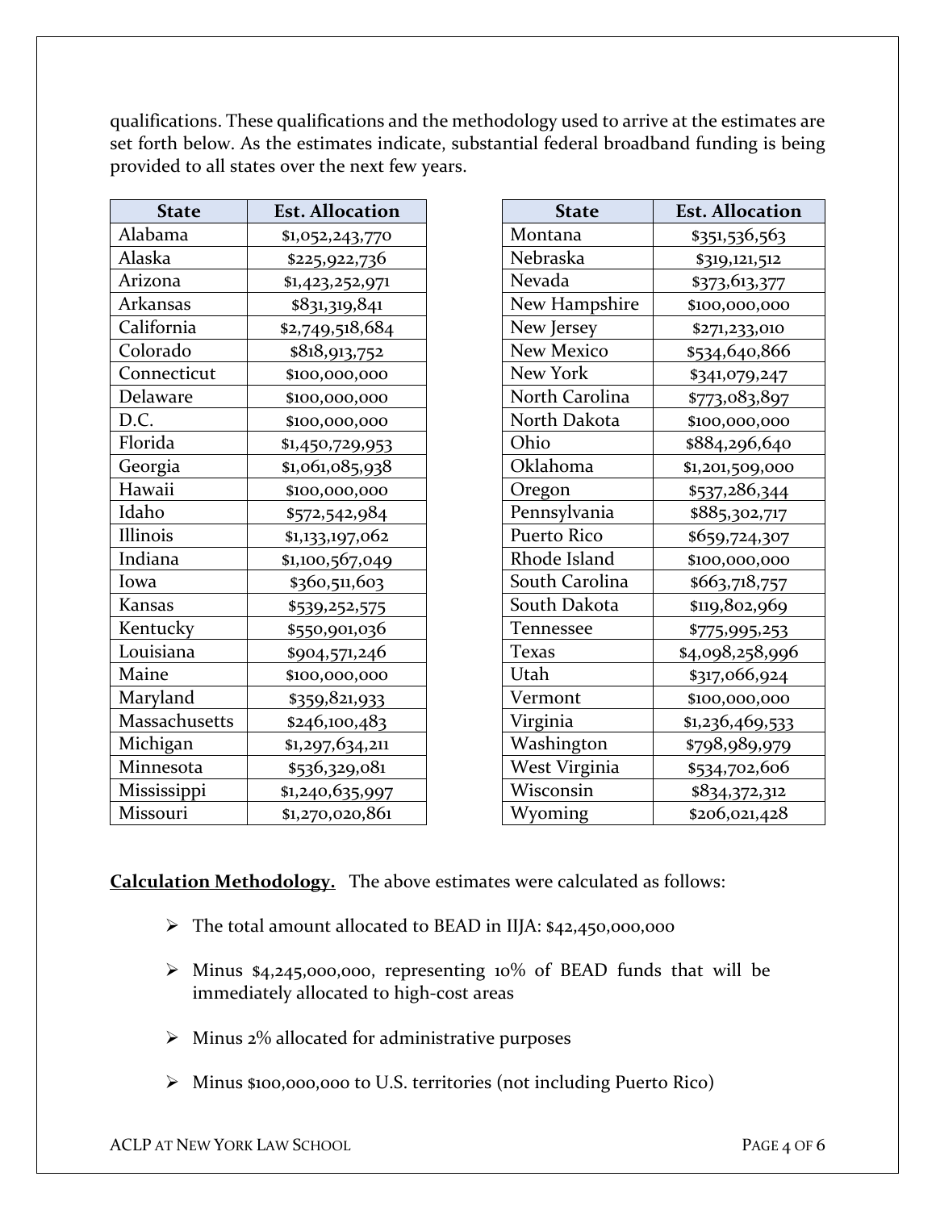qualifications. These qualifications and the methodology used to arrive at the estimates are set forth below. As the estimates indicate, substantial federal broadband funding is being provided to all states over the next few years.

| State | Est. Allocation |
|---|---|
| Alabama | $1,052,243,770 |
| Alaska | $225,922,736 |
| Arizona | $1,423,252,971 |
| Arkansas | $831,319,841 |
| California | $2,749,518,684 |
| Colorado | $818,913,752 |
| Connecticut | $100,000,000 |
| Delaware | $100,000,000 |
| D.C. | $100,000,000 |
| Florida | $1,450,729,953 |
| Georgia | $1,061,085,938 |
| Hawaii | $100,000,000 |
| Idaho | $572,542,984 |
| Illinois | $1,133,197,062 |
| Indiana | $1,100,567,049 |
| Iowa | $360,511,603 |
| Kansas | $539,252,575 |
| Kentucky | $550,901,036 |
| Louisiana | $904,571,246 |
| Maine | $100,000,000 |
| Maryland | $359,821,933 |
| Massachusetts | $246,100,483 |
| Michigan | $1,297,634,211 |
| Minnesota | $536,329,081 |
| Mississippi | $1,240,635,997 |
| Missouri | $1,270,020,861 |

| State | Est. Allocation |
|---|---|
| Montana | $351,536,563 |
| Nebraska | $319,121,512 |
| Nevada | $373,613,377 |
| New Hampshire | $100,000,000 |
| New Jersey | $271,233,010 |
| New Mexico | $534,640,866 |
| New York | $341,079,247 |
| North Carolina | $773,083,897 |
| North Dakota | $100,000,000 |
| Ohio | $884,296,640 |
| Oklahoma | $1,201,509,000 |
| Oregon | $537,286,344 |
| Pennsylvania | $885,302,717 |
| Puerto Rico | $659,724,307 |
| Rhode Island | $100,000,000 |
| South Carolina | $663,718,757 |
| South Dakota | $119,802,969 |
| Tennessee | $775,995,253 |
| Texas | $4,098,258,996 |
| Utah | $317,066,924 |
| Vermont | $100,000,000 |
| Virginia | $1,236,469,533 |
| Washington | $798,989,979 |
| West Virginia | $534,702,606 |
| Wisconsin | $834,372,312 |
| Wyoming | $206,021,428 |

**Calculation Methodology.** The above estimates were calculated as follows:

- The total amount allocated to BEAD in IIJA: $42,450,000,000
- Minus $4,245,000,000, representing 10% of BEAD funds that will be immediately allocated to high-cost areas
- Minus 2% allocated for administrative purposes
- Minus $100,000,000 to U.S. territories (not including Puerto Rico)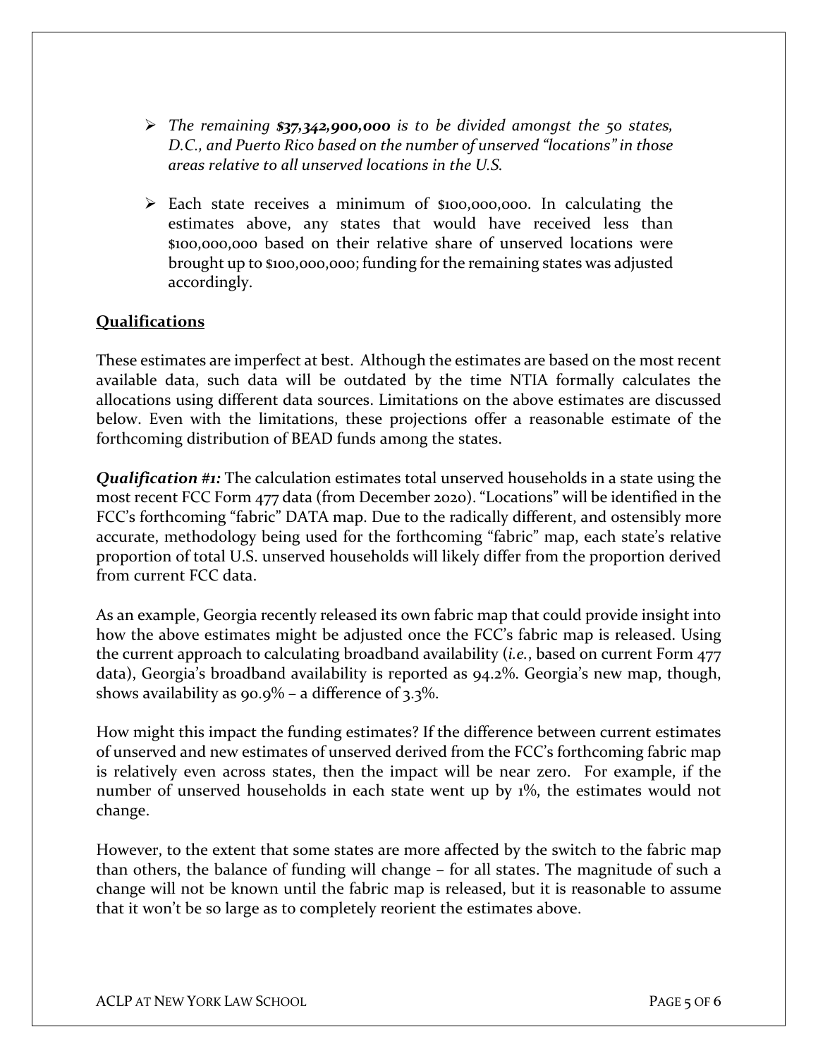- *The remaining **$37,342,900,000** is to be divided amongst the 50 states, D.C., and Puerto Rico based on the number of unserved "locations" in those areas relative to all unserved locations in the U.S.*

- Each state receives a minimum of $100,000,000. In calculating the estimates above, any states that would have received less than $100,000,000 based on their relative share of unserved locations were brought up to $100,000,000; funding for the remaining states was adjusted accordingly.

## Qualifications

These estimates are imperfect at best. Although the estimates are based on the most recent available data, such data will be outdated by the time NTIA formally calculates the allocations using different data sources. Limitations on the above estimates are discussed below. Even with the limitations, these projections offer a reasonable estimate of the forthcoming distribution of BEAD funds among the states.

***Qualification #1:*** The calculation estimates total unserved households in a state using the most recent FCC Form 477 data (from December 2020). "Locations" will be identified in the FCC's forthcoming "fabric" DATA map. Due to the radically different, and ostensibly more accurate, methodology being used for the forthcoming "fabric" map, each state's relative proportion of total U.S. unserved households will likely differ from the proportion derived from current FCC data.

As an example, Georgia recently released its own fabric map that could provide insight into how the above estimates might be adjusted once the FCC's fabric map is released. Using the current approach to calculating broadband availability (*i.e.*, based on current Form 477 data), Georgia's broadband availability is reported as 94.2%. Georgia's new map, though, shows availability as 90.9% – a difference of 3.3%.

How might this impact the funding estimates? If the difference between current estimates of unserved and new estimates of unserved derived from the FCC's forthcoming fabric map is relatively even across states, then the impact will be near zero. For example, if the number of unserved households in each state went up by 1%, the estimates would not change.

However, to the extent that some states are more affected by the switch to the fabric map than others, the balance of funding will change – for all states. The magnitude of such a change will not be known until the fabric map is released, but it is reasonable to assume that it won't be so large as to completely reorient the estimates above.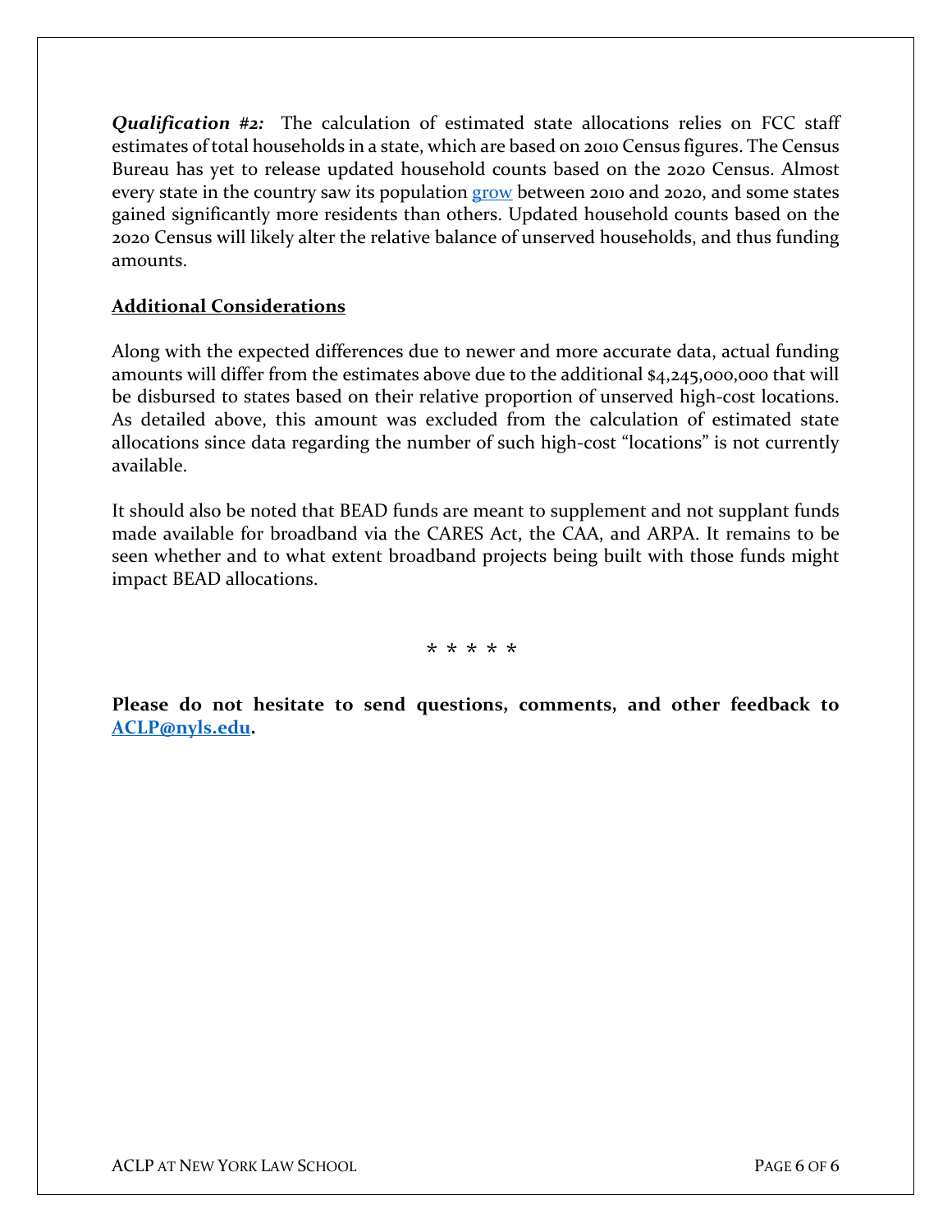***Qualification #2:*** The calculation of estimated state allocations relies on FCC staff estimates of total households in a state, which are based on 2010 Census figures. The Census Bureau has yet to release updated household counts based on the 2020 Census. Almost every state in the country saw its population [grow](https://www.census.gov) between 2010 and 2020, and some states gained significantly more residents than others. Updated household counts based on the 2020 Census will likely alter the relative balance of unserved households, and thus funding amounts.

**<u>Additional Considerations</u>**

Along with the expected differences due to newer and more accurate data, actual funding amounts will differ from the estimates above due to the additional $4,245,000,000 that will be disbursed to states based on their relative proportion of unserved high-cost locations. As detailed above, this amount was excluded from the calculation of estimated state allocations since data regarding the number of such high-cost "locations" is not currently available.

It should also be noted that BEAD funds are meant to supplement and not supplant funds made available for broadband via the CARES Act, the CAA, and ARPA. It remains to be seen whether and to what extent broadband projects being built with those funds might impact BEAD allocations.

\* \* \* \* \*

**Please do not hesitate to send questions, comments, and other feedback to [ACLP@nyls.edu](mailto:ACLP@nyls.edu).**